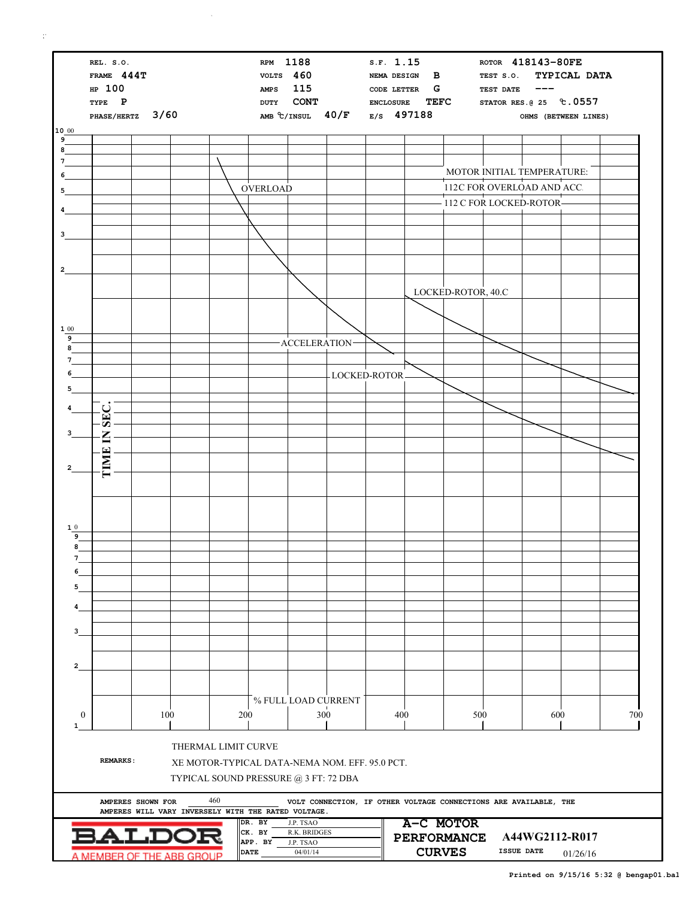| | | | |
|---|---|---|---|
| REL. S.O. | RPM 1188 | S.F. 1.15 | ROTOR 418143-80FE |
| FRAME 444T | VOLTS 460 | NEMA DESIGN B | TEST S.O. TYPICAL DATA |
| HP 100 | AMPS 115 | CODE LETTER G | TEST DATE --- |
| TYPE P | DUTY CONT | ENCLOSURE TEFC | STATOR RES.@ 25 ℃ .0557 |
| PHASE/HERTZ 3/60 | AMB ℃/INSUL 40/F | E/S 497188 | OHMS (BETWEEN LINES) |

MOTOR INITIAL TEMPERATURE:
112C FOR OVERLOAD AND ACC.
112 C FOR LOCKED-ROTOR

OVERLOAD

LOCKED-ROTOR, 40.C

ACCELERATION

LOCKED-ROTOR

TIME IN SEC.

% FULL LOAD CURRENT

0 100 200 300 400 500 600 700

THERMAL LIMIT CURVE

**REMARKS:** XE MOTOR-TYPICAL DATA-NEMA NOM. EFF. 95.0 PCT.

TYPICAL SOUND PRESSURE @ 3 FT: 72 DBA

AMPERES SHOWN FOR 460 VOLT CONNECTION, IF OTHER VOLTAGE CONNECTIONS ARE AVAILABLE, THE AMPERES WILL VARY INVERSELY WITH THE RATED VOLTAGE.

BALDOR
A MEMBER OF THE ABB GROUP

| | |
|---|---|
| DR. BY | J.P. TSAO |
| CK. BY | R.K. BRIDGES |
| APP. BY | J.P. TSAO |
| DATE | 04/01/14 |

A-C MOTOR PERFORMANCE CURVES

A44WG2112-R017

ISSUE DATE 01/26/16

Printed on 9/15/16 5:32 @ bengap01.bal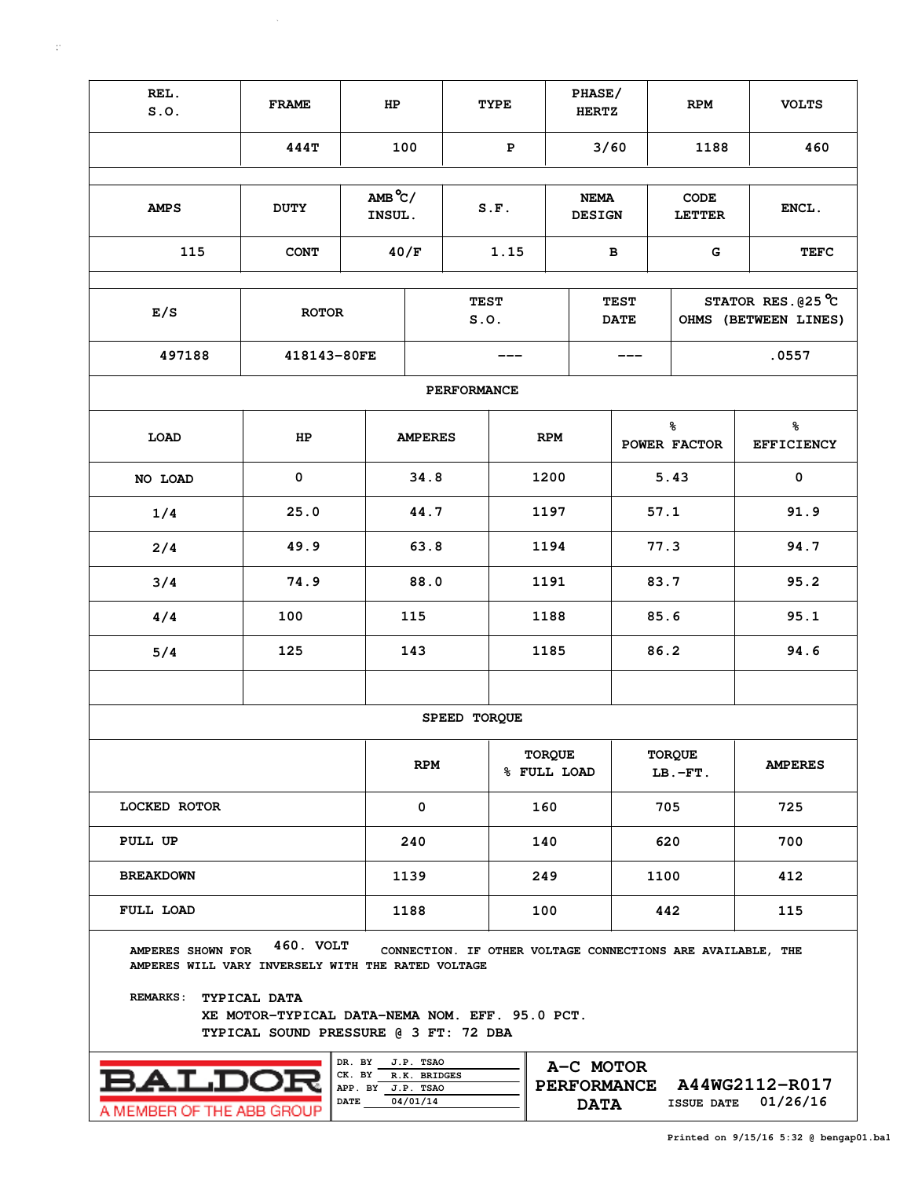| REL. S.O. | FRAME | HP | TYPE | PHASE/ HERTZ | RPM | VOLTS |
|---|---|---|---|---|---|---|
| | 444T | 100 | P | 3/60 | 1188 | 460 |

| AMPS | DUTY | AMB °C/ INSUL. | S.F. | NEMA DESIGN | CODE LETTER | ENCL. |
|---|---|---|---|---|---|---|
| 115 | CONT | 40/F | 1.15 | B | G | TEFC |

| E/S | ROTOR | TEST S.O. | TEST DATE | STATOR RES.@25 °C OHMS (BETWEEN LINES) |
|---|---|---|---|---|
| 497188 | 418143-80FE | --- | --- | .0557 |

**PERFORMANCE**

| LOAD | HP | AMPERES | RPM | % POWER FACTOR | % EFFICIENCY |
|---|---|---|---|---|---|
| NO LOAD | 0 | 34.8 | 1200 | 5.43 | 0 |
| 1/4 | 25.0 | 44.7 | 1197 | 57.1 | 91.9 |
| 2/4 | 49.9 | 63.8 | 1194 | 77.3 | 94.7 |
| 3/4 | 74.9 | 88.0 | 1191 | 83.7 | 95.2 |
| 4/4 | 100 | 115 | 1188 | 85.6 | 95.1 |
| 5/4 | 125 | 143 | 1185 | 86.2 | 94.6 |

**SPEED TORQUE**

| | RPM | TORQUE % FULL LOAD | TORQUE LB.-FT. | AMPERES |
|---|---|---|---|---|
| LOCKED ROTOR | 0 | 160 | 705 | 725 |
| PULL UP | 240 | 140 | 620 | 700 |
| BREAKDOWN | 1139 | 249 | 1100 | 412 |
| FULL LOAD | 1188 | 100 | 442 | 115 |

AMPERES SHOWN FOR 460. VOLT CONNECTION. IF OTHER VOLTAGE CONNECTIONS ARE AVAILABLE, THE AMPERES WILL VARY INVERSELY WITH THE RATED VOLTAGE

REMARKS: TYPICAL DATA
XE MOTOR-TYPICAL DATA-NEMA NOM. EFF. 95.0 PCT.
TYPICAL SOUND PRESSURE @ 3 FT: 72 DBA

BALDOR
A MEMBER OF THE ABB GROUP

DR. BY J.P. TSAO
CK. BY R.K. BRIDGES
APP. BY J.P. TSAO
DATE 04/01/14

A-C MOTOR PERFORMANCE DATA

A44WG2112-R017
ISSUE DATE 01/26/16

Printed on 9/15/16 5:32 @ bengap01.bal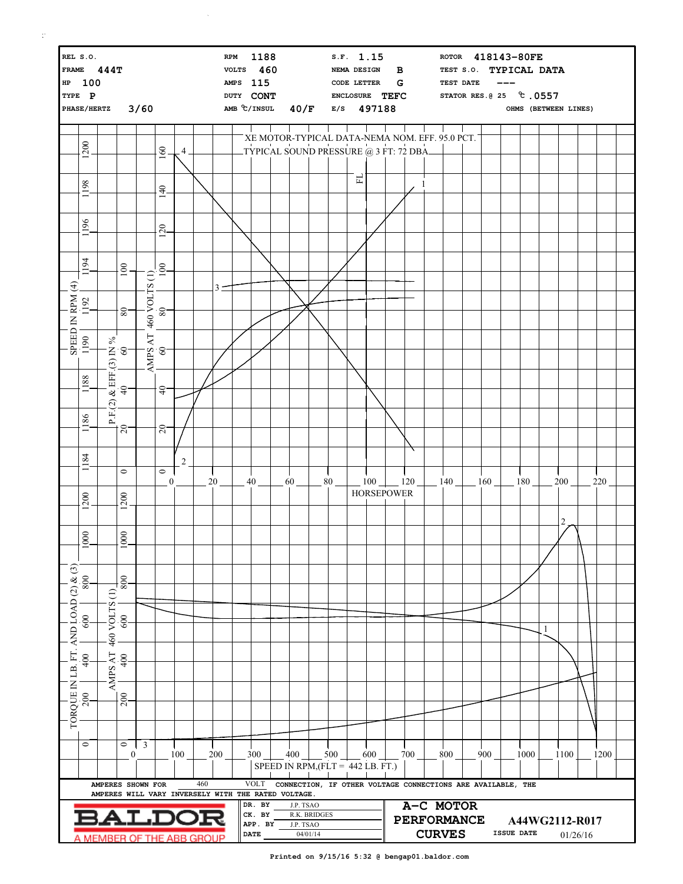| | | | | | | | |
|---|---|---|---|---|---|---|---|
| REL S.O. | | RPM | 1188 | S.F. | 1.15 | ROTOR | 418143-80FE |
| FRAME | 444T | VOLTS | 460 | NEMA DESIGN | B | TEST S.O. | TYPICAL DATA |
| HP | 100 | AMPS | 115 | CODE LETTER | G | TEST DATE | --- |
| TYPE | P | DUTY | CONT | ENCLOSURE | TEFC | STATOR RES.@ 25 ℃ | .0557 |
| PHASE/HERTZ | 3/60 | AMB ℃/INSUL | 40/F | E/S | 497188 | | OHMS (BETWEEN LINES) |

XE MOTOR-TYPICAL DATA-NEMA NOM. EFF. 95.0 PCT.

TYPICAL SOUND PRESSURE @ 3 FT: 72 DBA

SPEED IN RPM (4)

P.F.(2) & EFF.(3) IN %

AMPS AT 460 VOLTS (1)

FL

HORSEPOWER

0 20 40 60 80 100 120 140 160 180 200 220

TORQUE IN LB. FT. AND LOAD (2) & (3)

AMPS AT 460 VOLTS (1)

SPEED IN RPM,(FLT = 442 LB. FT.)

0 100 200 300 400 500 600 700 800 900 1000 1100 1200

AMPERES SHOWN FOR 460 VOLT CONNECTION, IF OTHER VOLTAGE CONNECTIONS ARE AVAILABLE, THE AMPERES WILL VARY INVERSELY WITH THE RATED VOLTAGE.

BALDOR

A MEMBER OF THE ABB GROUP

| | |
|---|---|
| DR. BY | J.P. TSAO |
| CK. BY | R.K. BRIDGES |
| APP. BY | J.P. TSAO |
| DATE | 04/01/14 |

A-C MOTOR PERFORMANCE CURVES

A44WG2112-R017

ISSUE DATE 01/26/16

Printed on 9/15/16 5:32 @ bengap01.baldor.com